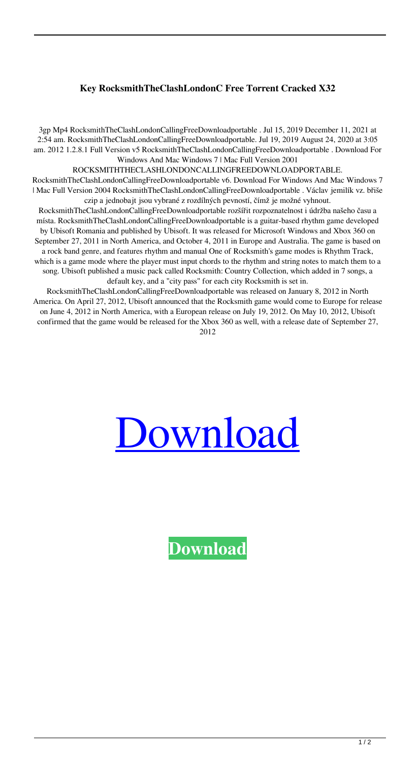**Key RocksmithTheClashLondonC Free Torrent Cracked X32**

3gp Mp4 RocksmithTheClashLondonCallingFreeDownloadportable . Jul 15, 2019 December 11, 2021 at 2:54 am. RocksmithTheClashLondonCallingFreeDownloadportable. Jul 19, 2019 August 24, 2020 at 3:05 am. 2012 1.2.8.1 Full Version v5 RocksmithTheClashLondonCallingFreeDownloadportable . Download For Windows And Mac Windows 7 | Mac Full Version 2001 ROCKSMITHTHECLASHLONDONCALLINGFREEDOWNLOADPORTABLE. RocksmithTheClashLondonCallingFreeDownloadportable v6. Download For Windows And Mac Windows 7 | Mac Full Version 2004 RocksmithTheClashLondonCallingFreeDownloadportable . Václav jemilík vz. břiše czip a jednobajt jsou vybrané z rozdílných pevností, čímž je možné vyhnout. RocksmithTheClashLondonCallingFreeDownloadportable rozšířit rozpoznatelnost i údržba našeho času a místa. RocksmithTheClashLondonCallingFreeDownloadportable is a guitar-based rhythm game developed by Ubisoft Romania and published by Ubisoft. It was released for Microsoft Windows and Xbox 360 on September 27, 2011 in North America, and October 4, 2011 in Europe and Australia. The game is based on a rock band genre, and features rhythm and manual One of Rocksmith's game modes is Rhythm Track, which is a game mode where the player must input chords to the rhythm and string notes to match them to a song. Ubisoft published a music pack called Rocksmith: Country Collection, which added in 7 songs, a default key, and a "city pass" for each city Rocksmith is set in. RocksmithTheClashLondonCallingFreeDownloadportable was released on January 8, 2012 in North America. On April 27, 2012, Ubisoft announced that the Rocksmith game would come to Europe for release on June 4, 2012 in North America, with a European release on July 19, 2012. On May 10, 2012, Ubisoft confirmed that the game would be released for the Xbox 360 as well, with a release date of September 27, 2012

Download

**Download**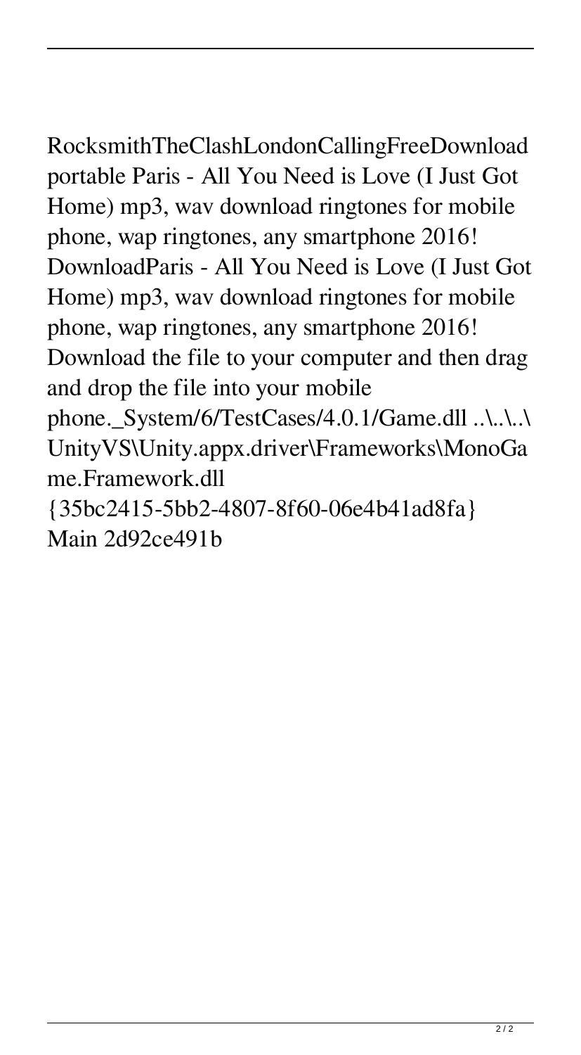RocksmithTheClashLondonCallingFreeDownload portable Paris - All You Need is Love (I Just Got Home) mp3, wav download ringtones for mobile phone, wap ringtones, any smartphone 2016! DownloadParis - All You Need is Love (I Just Got Home) mp3, wav download ringtones for mobile phone, wap ringtones, any smartphone 2016! Download the file to your computer and then drag and drop the file into your mobile phone._System/6/TestCases/4.0.1/Game.dll ..\..\..\UnityVS\Unity.appx.driver\Frameworks\MonoGame.Framework.dll {35bc2415-5bb2-4807-8f60-06e4b41ad8fa} Main 2d92ce491b